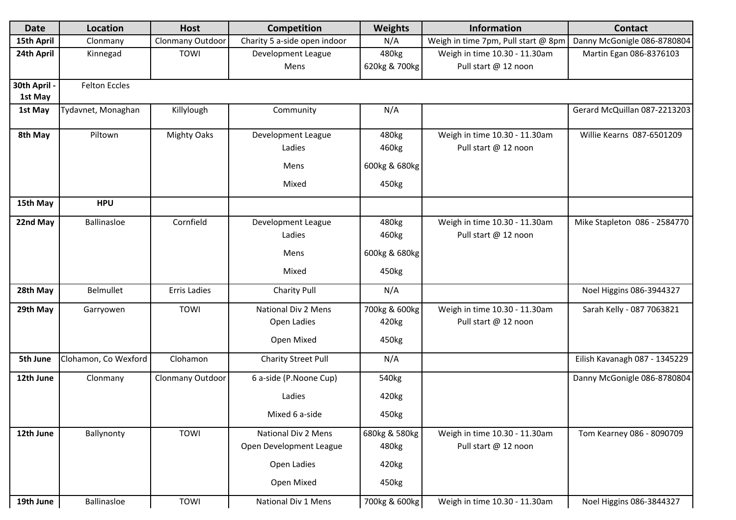| Date | Location | Host | Competition | Weights | Information | Contact |
|---|---|---|---|---|---|---|
| **15th April** | Clonmany | Clonmany Outdoor | Charity 5 a-side open indoor | N/A | Weigh in time 7pm, Pull start @ 8pm | Danny McGonigle 086-8780804 |
| **24th April** | Kinnegad | TOWI | Development League<br>Mens | 480kg<br>620kg & 700kg | Weigh in time 10.30 - 11.30am<br>Pull start @ 12 noon | Martin Egan 086-8376103 |
| **30th April - 1st May** | Felton Eccles | | | | | |
| **1st May** | Tydavnet, Monaghan | Killylough | Community | N/A | | Gerard McQuillan 087-2213203 |
| **8th May** | Piltown | Mighty Oaks | Development League<br>Ladies<br>Mens<br>Mixed | 480kg<br>460kg<br>600kg & 680kg<br>450kg | Weigh in time 10.30 - 11.30am<br>Pull start @ 12 noon | Willie Kearns 087-6501209 |
| **15th May** | **HPU** | | | | | |
| **22nd May** | Ballinasloe | Cornfield | Development League<br>Ladies<br>Mens<br>Mixed | 480kg<br>460kg<br>600kg & 680kg<br>450kg | Weigh in time 10.30 - 11.30am<br>Pull start @ 12 noon | Mike Stapleton 086 - 2584770 |
| **28th May** | Belmullet | Erris Ladies | Charity Pull | N/A | | Noel Higgins 086-3944327 |
| **29th May** | Garryowen | TOWI | National Div 2 Mens<br>Open Ladies<br>Open Mixed | 700kg & 600kg<br>420kg<br>450kg | Weigh in time 10.30 - 11.30am<br>Pull start @ 12 noon | Sarah Kelly - 087 7063821 |
| **5th June** | Clohamon, Co Wexford | Clohamon | Charity Street Pull | N/A | | Eilish Kavanagh 087 - 1345229 |
| **12th June** | Clonmany | Clonmany Outdoor | 6 a-side (P.Noone Cup)<br>Ladies<br>Mixed 6 a-side | 540kg<br>420kg<br>450kg | | Danny McGonigle 086-8780804 |
| **12th June** | Ballynonty | TOWI | National Div 2 Mens<br>Open Development League<br>Open Ladies<br>Open Mixed | 680kg & 580kg<br>480kg<br>420kg<br>450kg | Weigh in time 10.30 - 11.30am<br>Pull start @ 12 noon | Tom Kearney 086 - 8090709 |
| **19th June** | Ballinasloe | TOWI | National Div 1 Mens | 700kg & 600kg | Weigh in time 10.30 - 11.30am | Noel Higgins 086-3844327 |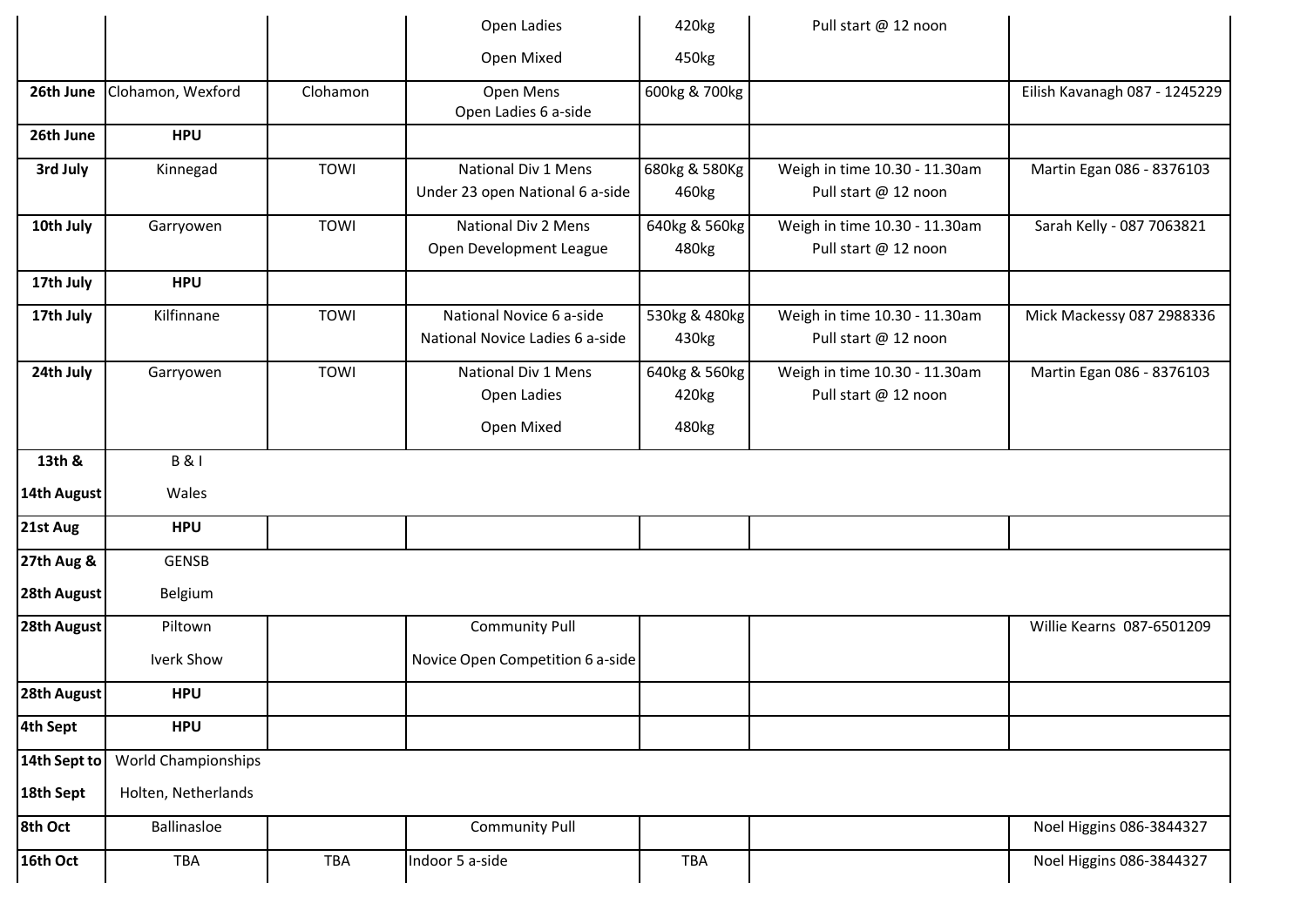| | | | | | | |
|---|---|---|---|---|---|---|
| | | | Open Ladies<br>Open Mixed | 420kg<br>450kg | Pull start @ 12 noon | |
| **26th June** | Clohamon, Wexford | Clohamon | Open Mens<br>Open Ladies 6 a-side | 600kg & 700kg | | Eilish Kavanagh 087 - 1245229 |
| **26th June** | **HPU** | | | | | |
| **3rd July** | Kinnegad | TOWI | National Div 1 Mens<br>Under 23 open National 6 a-side | 680kg & 580Kg<br>460kg | Weigh in time 10.30 - 11.30am<br>Pull start @ 12 noon | Martin Egan 086 - 8376103 |
| **10th July** | Garryowen | TOWI | National Div 2 Mens<br>Open Development League | 640kg & 560kg<br>480kg | Weigh in time 10.30 - 11.30am<br>Pull start @ 12 noon | Sarah Kelly - 087 7063821 |
| **17th July** | **HPU** | | | | | |
| **17th July** | Kilfinnane | TOWI | National Novice 6 a-side<br>National Novice Ladies 6 a-side | 530kg & 480kg<br>430kg | Weigh in time 10.30 - 11.30am<br>Pull start @ 12 noon | Mick Mackessy 087 2988336 |
| **24th July** | Garryowen | TOWI | National Div 1 Mens<br>Open Ladies<br>Open Mixed | 640kg & 560kg<br>420kg<br>480kg | Weigh in time 10.30 - 11.30am<br>Pull start @ 12 noon | Martin Egan 086 - 8376103 |
| **13th &<br>14th August** | B & I<br>Wales | | | | | |
| **21st Aug** | **HPU** | | | | | |
| **27th Aug &<br>28th August** | GENSB<br>Belgium | | | | | |
| **28th August** | Piltown<br>Iverk Show | | Community Pull<br>Novice Open Competition 6 a-side | | | Willie Kearns 087-6501209 |
| **28th August** | **HPU** | | | | | |
| **4th Sept** | **HPU** | | | | | |
| **14th Sept to<br>18th Sept** | World Championships<br>Holten, Netherlands | | | | | |
| **8th Oct** | Ballinasloe | | Community Pull | | | Noel Higgins 086-3844327 |
| **16th Oct** | TBA | TBA | Indoor 5 a-side | TBA | | Noel Higgins 086-3844327 |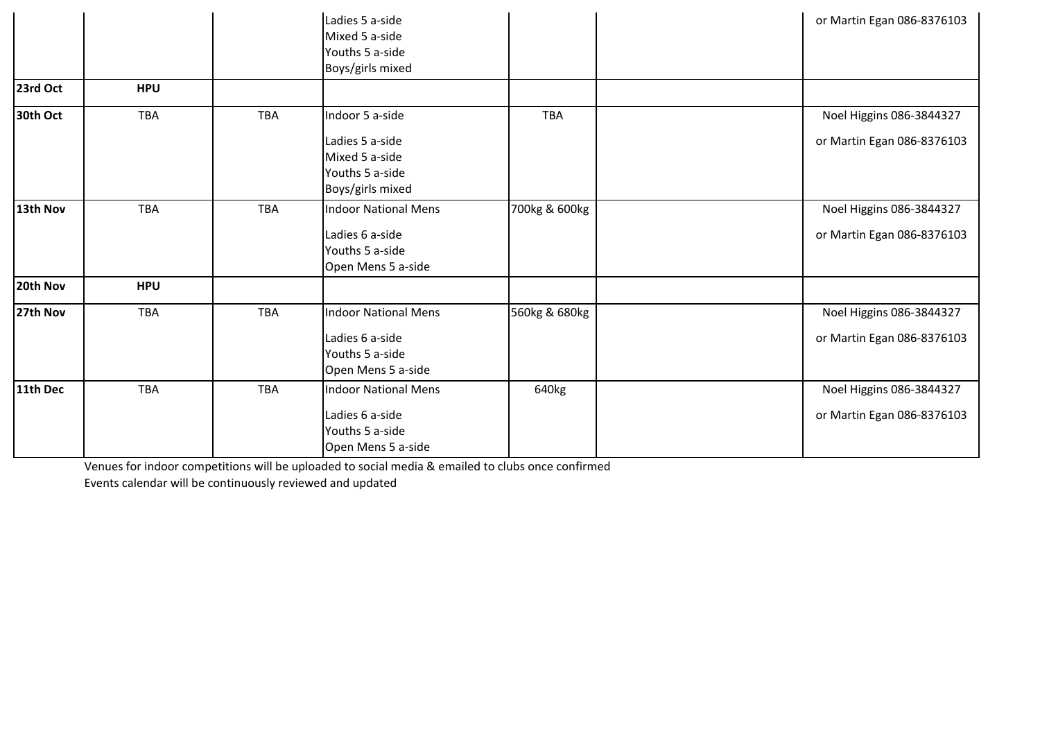| | | | | | | |
|---|---|---|---|---|---|---|
| | | | Ladies 5 a-side<br>Mixed 5 a-side<br>Youths 5 a-side<br>Boys/girls mixed | | | or Martin Egan 086-8376103 |
| **23rd Oct** | **HPU** | | | | | |
| **30th Oct** | TBA | TBA | Indoor 5 a-side<br>Ladies 5 a-side<br>Mixed 5 a-side<br>Youths 5 a-side<br>Boys/girls mixed | TBA | | Noel Higgins 086-3844327<br>or Martin Egan 086-8376103 |
| **13th Nov** | TBA | TBA | Indoor National Mens<br>Ladies 6 a-side<br>Youths 5 a-side<br>Open Mens 5 a-side | 700kg & 600kg | | Noel Higgins 086-3844327<br>or Martin Egan 086-8376103 |
| **20th Nov** | **HPU** | | | | | |
| **27th Nov** | TBA | TBA | Indoor National Mens<br>Ladies 6 a-side<br>Youths 5 a-side<br>Open Mens 5 a-side | 560kg & 680kg | | Noel Higgins 086-3844327<br>or Martin Egan 086-8376103 |
| **11th Dec** | TBA | TBA | Indoor National Mens<br>Ladies 6 a-side<br>Youths 5 a-side<br>Open Mens 5 a-side | 640kg | | Noel Higgins 086-3844327<br>or Martin Egan 086-8376103 |

Venues for indoor competitions will be uploaded to social media & emailed to clubs once confirmed

Events calendar will be continuously reviewed and updated